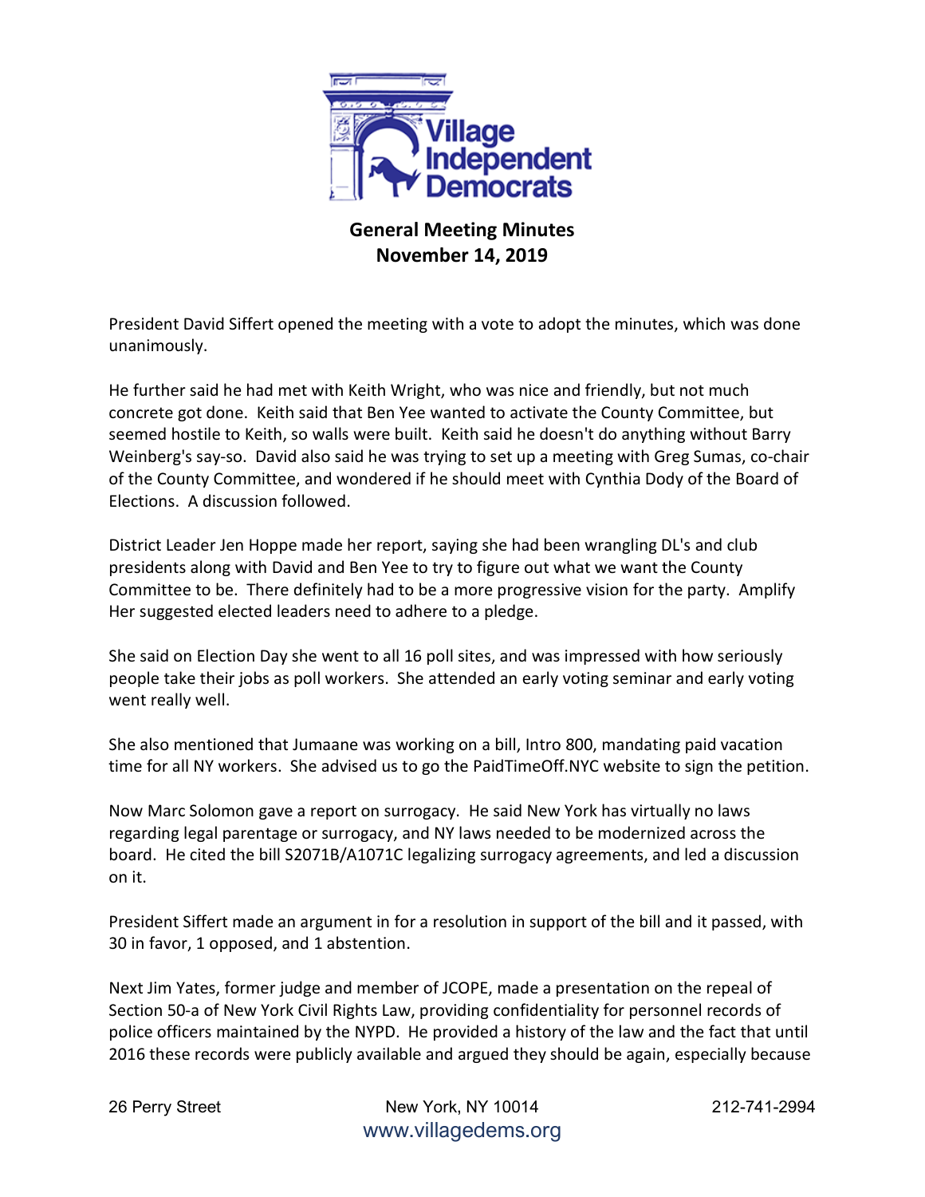**Village Independent Democrats**

## General Meeting Minutes
## November 14, 2019

President David Siffert opened the meeting with a vote to adopt the minutes, which was done unanimously.

He further said he had met with Keith Wright, who was nice and friendly, but not much concrete got done. Keith said that Ben Yee wanted to activate the County Committee, but seemed hostile to Keith, so walls were built. Keith said he doesn't do anything without Barry Weinberg's say-so. David also said he was trying to set up a meeting with Greg Sumas, co-chair of the County Committee, and wondered if he should meet with Cynthia Dody of the Board of Elections. A discussion followed.

District Leader Jen Hoppe made her report, saying she had been wrangling DL's and club presidents along with David and Ben Yee to try to figure out what we want the County Committee to be. There definitely had to be a more progressive vision for the party. Amplify Her suggested elected leaders need to adhere to a pledge.

She said on Election Day she went to all 16 poll sites, and was impressed with how seriously people take their jobs as poll workers. She attended an early voting seminar and early voting went really well.

She also mentioned that Jumaane was working on a bill, Intro 800, mandating paid vacation time for all NY workers. She advised us to go the PaidTimeOff.NYC website to sign the petition.

Now Marc Solomon gave a report on surrogacy. He said New York has virtually no laws regarding legal parentage or surrogacy, and NY laws needed to be modernized across the board. He cited the bill S2071B/A1071C legalizing surrogacy agreements, and led a discussion on it.

President Siffert made an argument in for a resolution in support of the bill and it passed, with 30 in favor, 1 opposed, and 1 abstention.

Next Jim Yates, former judge and member of JCOPE, made a presentation on the repeal of Section 50-a of New York Civil Rights Law, providing confidentiality for personnel records of police officers maintained by the NYPD. He provided a history of the law and the fact that until 2016 these records were publicly available and argued they should be again, especially because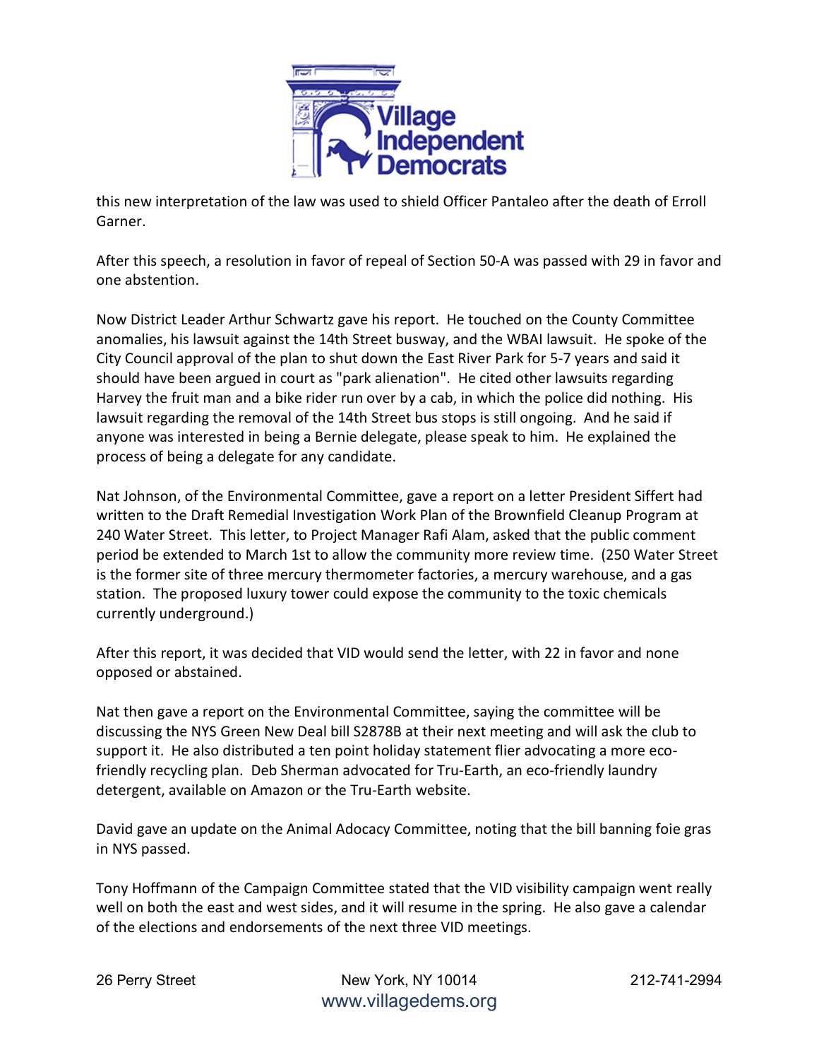this new interpretation of the law was used to shield Officer Pantaleo after the death of Erroll Garner.

After this speech, a resolution in favor of repeal of Section 50-A was passed with 29 in favor and one abstention.

Now District Leader Arthur Schwartz gave his report. He touched on the County Committee anomalies, his lawsuit against the 14th Street busway, and the WBAI lawsuit. He spoke of the City Council approval of the plan to shut down the East River Park for 5-7 years and said it should have been argued in court as "park alienation". He cited other lawsuits regarding Harvey the fruit man and a bike rider run over by a cab, in which the police did nothing. His lawsuit regarding the removal of the 14th Street bus stops is still ongoing. And he said if anyone was interested in being a Bernie delegate, please speak to him. He explained the process of being a delegate for any candidate.

Nat Johnson, of the Environmental Committee, gave a report on a letter President Siffert had written to the Draft Remedial Investigation Work Plan of the Brownfield Cleanup Program at 240 Water Street. This letter, to Project Manager Rafi Alam, asked that the public comment period be extended to March 1st to allow the community more review time. (250 Water Street is the former site of three mercury thermometer factories, a mercury warehouse, and a gas station. The proposed luxury tower could expose the community to the toxic chemicals currently underground.)

After this report, it was decided that VID would send the letter, with 22 in favor and none opposed or abstained.

Nat then gave a report on the Environmental Committee, saying the committee will be discussing the NYS Green New Deal bill S2878B at their next meeting and will ask the club to support it. He also distributed a ten point holiday statement flier advocating a more eco-friendly recycling plan. Deb Sherman advocated for Tru-Earth, an eco-friendly laundry detergent, available on Amazon or the Tru-Earth website.

David gave an update on the Animal Adocacy Committee, noting that the bill banning foie gras in NYS passed.

Tony Hoffmann of the Campaign Committee stated that the VID visibility campaign went really well on both the east and west sides, and it will resume in the spring. He also gave a calendar of the elections and endorsements of the next three VID meetings.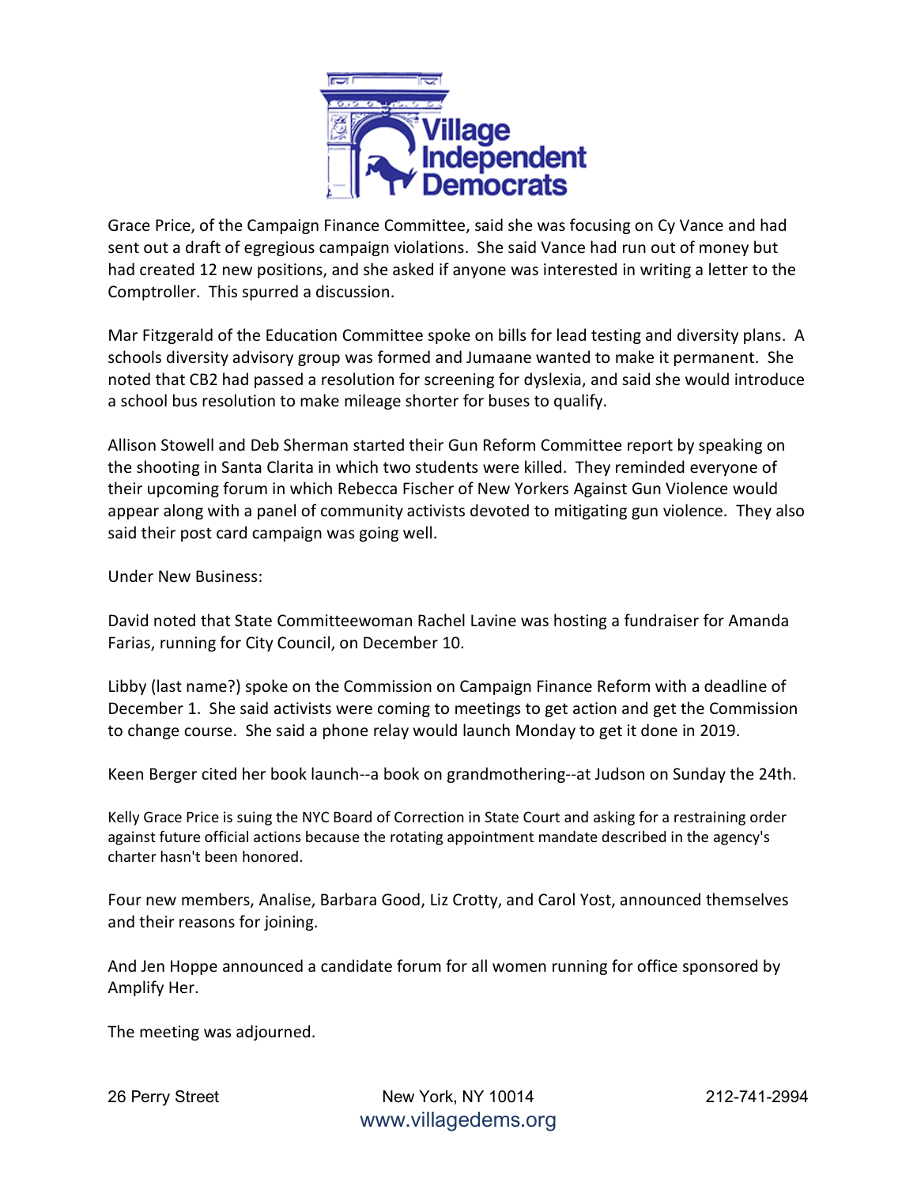Grace Price, of the Campaign Finance Committee, said she was focusing on Cy Vance and had sent out a draft of egregious campaign violations. She said Vance had run out of money but had created 12 new positions, and she asked if anyone was interested in writing a letter to the Comptroller. This spurred a discussion.

Mar Fitzgerald of the Education Committee spoke on bills for lead testing and diversity plans. A schools diversity advisory group was formed and Jumaane wanted to make it permanent. She noted that CB2 had passed a resolution for screening for dyslexia, and said she would introduce a school bus resolution to make mileage shorter for buses to qualify.

Allison Stowell and Deb Sherman started their Gun Reform Committee report by speaking on the shooting in Santa Clarita in which two students were killed. They reminded everyone of their upcoming forum in which Rebecca Fischer of New Yorkers Against Gun Violence would appear along with a panel of community activists devoted to mitigating gun violence. They also said their post card campaign was going well.

Under New Business:

David noted that State Committeewoman Rachel Lavine was hosting a fundraiser for Amanda Farias, running for City Council, on December 10.

Libby (last name?) spoke on the Commission on Campaign Finance Reform with a deadline of December 1. She said activists were coming to meetings to get action and get the Commission to change course. She said a phone relay would launch Monday to get it done in 2019.

Keen Berger cited her book launch--a book on grandmothering--at Judson on Sunday the 24th.

Kelly Grace Price is suing the NYC Board of Correction in State Court and asking for a restraining order against future official actions because the rotating appointment mandate described in the agency's charter hasn't been honored.

Four new members, Analise, Barbara Good, Liz Crotty, and Carol Yost, announced themselves and their reasons for joining.

And Jen Hoppe announced a candidate forum for all women running for office sponsored by Amplify Her.

The meeting was adjourned.